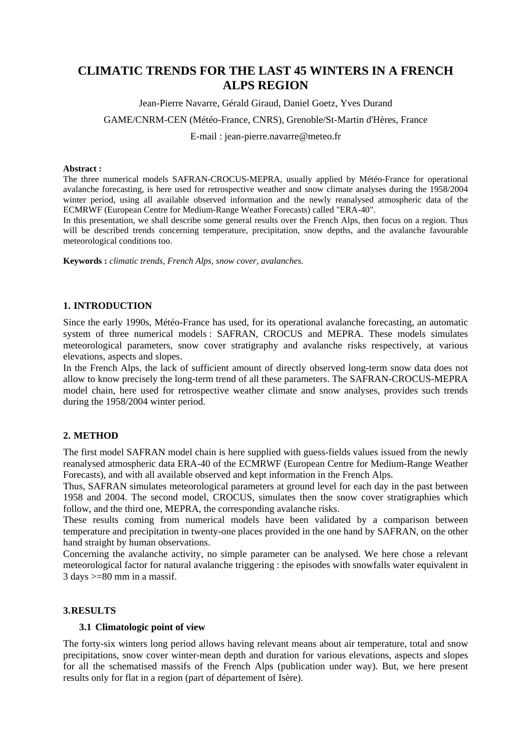# CLIMATIC TRENDS FOR THE LAST 45 WINTERS IN A FRENCH ALPS REGION

Jean-Pierre Navarre, Gérald Giraud, Daniel Goetz, Yves Durand

GAME/CNRM-CEN (Météo-France, CNRS), Grenoble/St-Martin d'Hères, France

E-mail : jean-pierre.navarre@meteo.fr

**Abstract :**
The three numerical models SAFRAN-CROCUS-MEPRA, usually applied by Météo-France for operational avalanche forecasting, is here used for retrospective weather and snow climate analyses during the 1958/2004 winter period, using all available observed information and the newly reanalysed atmospheric data of the ECMRWF (European Centre for Medium-Range Weather Forecasts) called "ERA-40".
In this presentation, we shall describe some general results over the French Alps, then focus on a region. Thus will be described trends concerning temperature, precipitation, snow depths, and the avalanche favourable meteorological conditions too.

**Keywords :** *climatic trends, French Alps, snow cover, avalanches.*

## 1. INTRODUCTION

Since the early 1990s, Météo-France has used, for its operational avalanche forecasting, an automatic system of three numerical models : SAFRAN, CROCUS and MEPRA. These models simulates meteorological parameters, snow cover stratigraphy and avalanche risks respectively, at various elevations, aspects and slopes.
In the French Alps, the lack of sufficient amount of directly observed long-term snow data does not allow to know precisely the long-term trend of all these parameters. The SAFRAN-CROCUS-MEPRA model chain, here used for retrospective weather climate and snow analyses, provides such trends during the 1958/2004 winter period.

## 2. METHOD

The first model SAFRAN model chain is here supplied with guess-fields values issued from the newly reanalysed atmospheric data ERA-40 of the ECMRWF (European Centre for Medium-Range Weather Forecasts), and with all available observed and kept information in the French Alps.
Thus, SAFRAN simulates meteorological parameters at ground level for each day in the past between 1958 and 2004. The second model, CROCUS, simulates then the snow cover stratigraphies which follow, and the third one, MEPRA, the corresponding avalanche risks.
These results coming from numerical models have been validated by a comparison between temperature and precipitation in twenty-one places provided in the one hand by SAFRAN, on the other hand straight by human observations.
Concerning the avalanche activity, no simple parameter can be analysed. We here chose a relevant meteorological factor for natural avalanche triggering : the episodes with snowfalls water equivalent in 3 days >=80 mm in a massif.

## 3. RESULTS

### 3.1 Climatologic point of view

The forty-six winters long period allows having relevant means about air temperature, total and snow precipitations, snow cover winter-mean depth and duration for various elevations, aspects and slopes for all the schematised massifs of the French Alps (publication under way). But, we here present results only for flat in a region (part of département of Isère).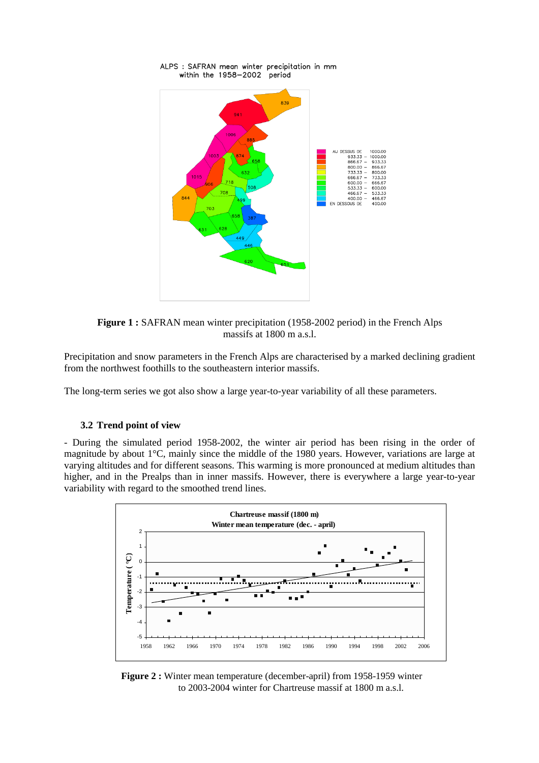**Figure 1 :** SAFRAN mean winter precipitation (1958-2002 period) in the French Alps massifs at 1800 m a.s.l.

Precipitation and snow parameters in the French Alps are characterised by a marked declining gradient from the northwest foothills to the southeastern interior massifs.

The long-term series we got also show a large year-to-year variability of all these parameters.

### 3.2 Trend point of view

- During the simulated period 1958-2002, the winter air period has been rising in the order of magnitude by about 1°C, mainly since the middle of the 1980 years. However, variations are large at varying altitudes and for different seasons. This warming is more pronounced at medium altitudes than higher, and in the Prealps than in inner massifs. However, there is everywhere a large year-to-year variability with regard to the smoothed trend lines.

**Figure 2 :** Winter mean temperature (december-april) from 1958-1959 winter to 2003-2004 winter for Chartreuse massif at 1800 m a.s.l.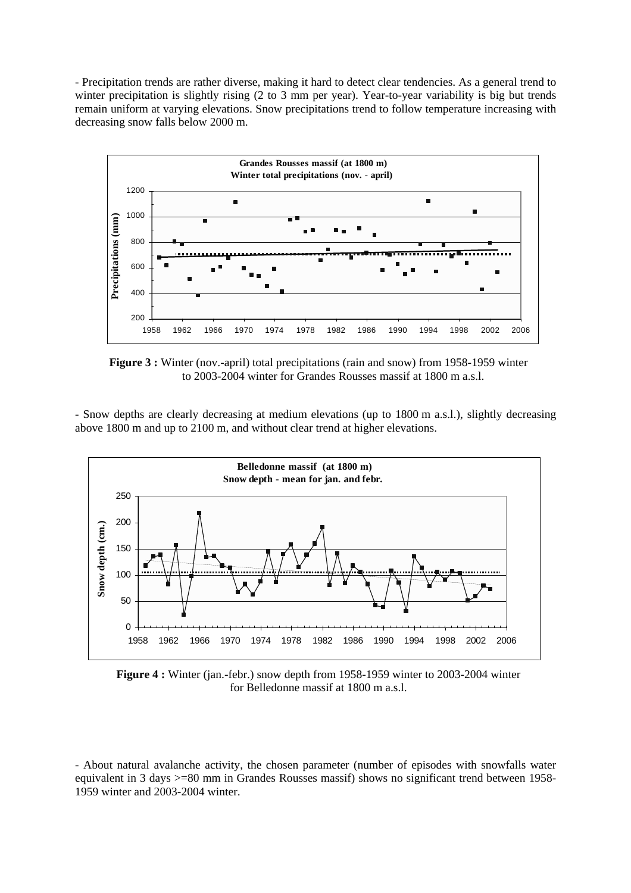- Precipitation trends are rather diverse, making it hard to detect clear tendencies. As a general trend to winter precipitation is slightly rising (2 to 3 mm per year). Year-to-year variability is big but trends remain uniform at varying elevations. Snow precipitations trend to follow temperature increasing with decreasing snow falls below 2000 m.

**Figure 3 :** Winter (nov.-april) total precipitations (rain and snow) from 1958-1959 winter to 2003-2004 winter for Grandes Rousses massif at 1800 m a.s.l.

- Snow depths are clearly decreasing at medium elevations (up to 1800 m a.s.l.), slightly decreasing above 1800 m and up to 2100 m, and without clear trend at higher elevations.

**Figure 4 :** Winter (jan.-febr.) snow depth from 1958-1959 winter to 2003-2004 winter for Belledonne massif at 1800 m a.s.l.

- About natural avalanche activity, the chosen parameter (number of episodes with snowfalls water equivalent in 3 days >=80 mm in Grandes Rousses massif) shows no significant trend between 1958-1959 winter and 2003-2004 winter.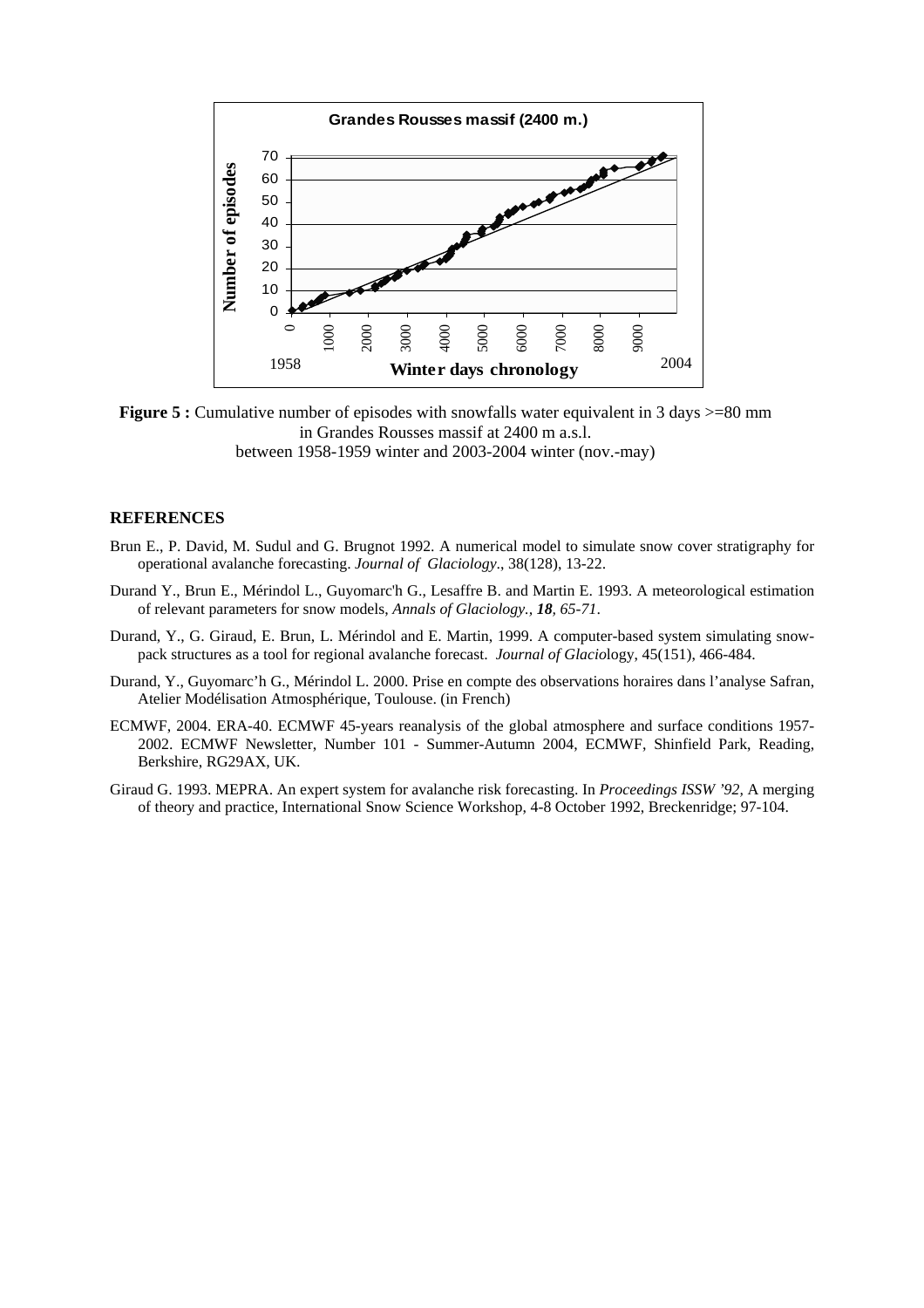Grandes Rousses massif (2400 m.)

Number of episodes

70
60
50
40
30
20
10
0

0
1000
2000
3000
4000
5000
6000
7000
8000
9000

1958

Winter days chronology

2004

**Figure 5 :** Cumulative number of episodes with snowfalls water equivalent in 3 days >=80 mm in Grandes Rousses massif at 2400 m a.s.l. between 1958-1959 winter and 2003-2004 winter (nov.-may)

## REFERENCES

Brun E., P. David, M. Sudul and G. Brugnot 1992. A numerical model to simulate snow cover stratigraphy for operational avalanche forecasting. *Journal of Glaciology.*, 38(128), 13-22.

Durand Y., Brun E., Mérindol L., Guyomarc'h G., Lesaffre B. and Martin E. 1993. A meteorological estimation of relevant parameters for snow models, *Annals of Glaciology., **18**, 65-71.*

Durand, Y., G. Giraud, E. Brun, L. Mérindol and E. Martin, 1999. A computer-based system simulating snow-pack structures as a tool for regional avalanche forecast. *Journal of Glacio*logy, 45(151), 466-484.

Durand, Y., Guyomarc'h G., Mérindol L. 2000. Prise en compte des observations horaires dans l'analyse Safran, Atelier Modélisation Atmosphérique, Toulouse. (in French)

ECMWF, 2004. ERA-40. ECMWF 45-years reanalysis of the global atmosphere and surface conditions 1957-2002. ECMWF Newsletter, Number 101 - Summer-Autumn 2004, ECMWF, Shinfield Park, Reading, Berkshire, RG29AX, UK.

Giraud G. 1993. MEPRA. An expert system for avalanche risk forecasting. In *Proceedings ISSW '92*, A merging of theory and practice, International Snow Science Workshop, 4-8 October 1992, Breckenridge; 97-104.